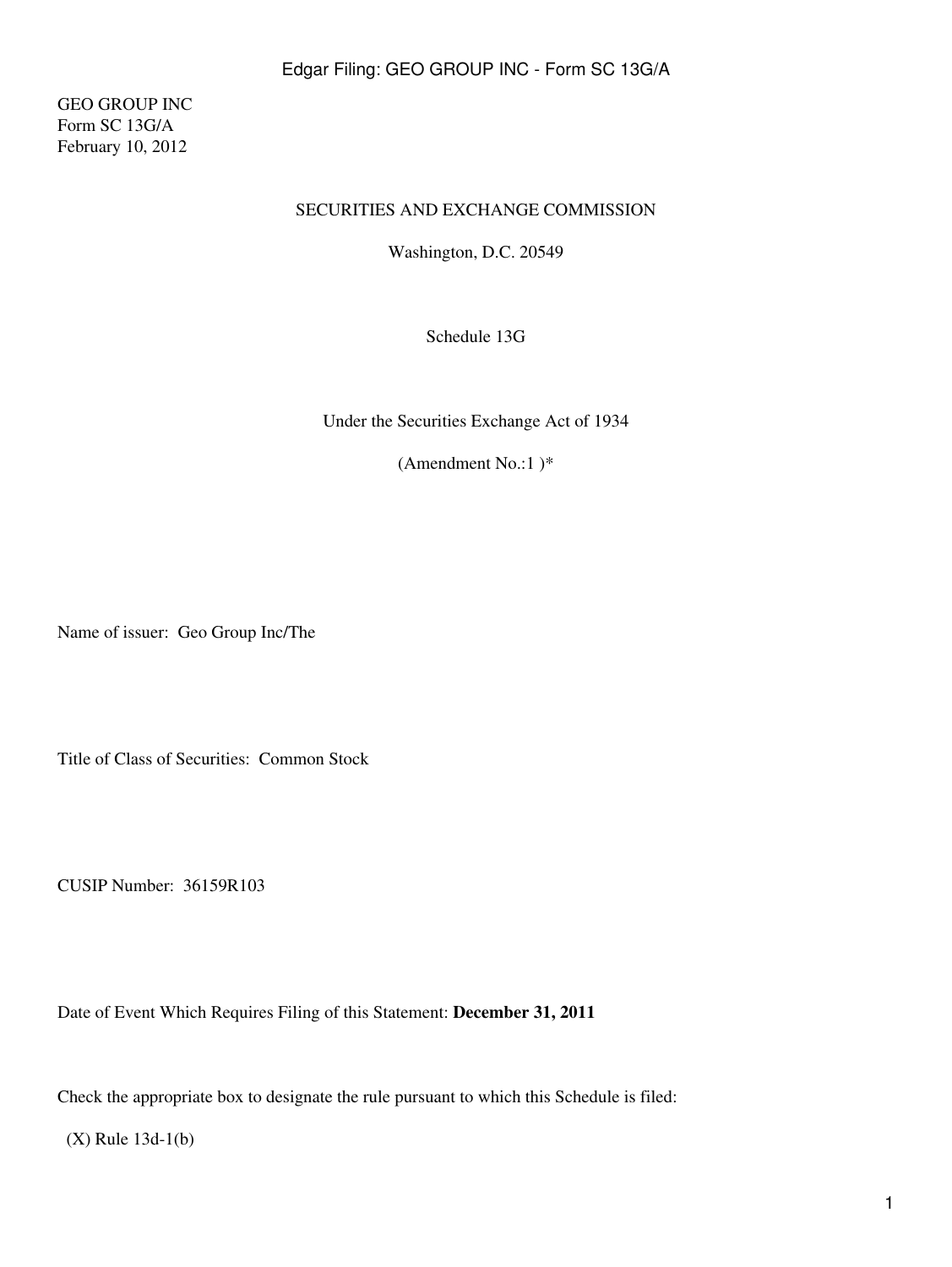GEO GROUP INC
Form SC 13G/A
February 10, 2012

SECURITIES AND EXCHANGE COMMISSION

Washington, D.C. 20549

Schedule 13G

Under the Securities Exchange Act of 1934

(Amendment No.:1 )*

Name of issuer: Geo Group Inc/The

Title of Class of Securities: Common Stock

CUSIP Number: 36159R103

Date of Event Which Requires Filing of this Statement: **December 31, 2011**

Check the appropriate box to designate the rule pursuant to which this Schedule is filed:

(X) Rule 13d-1(b)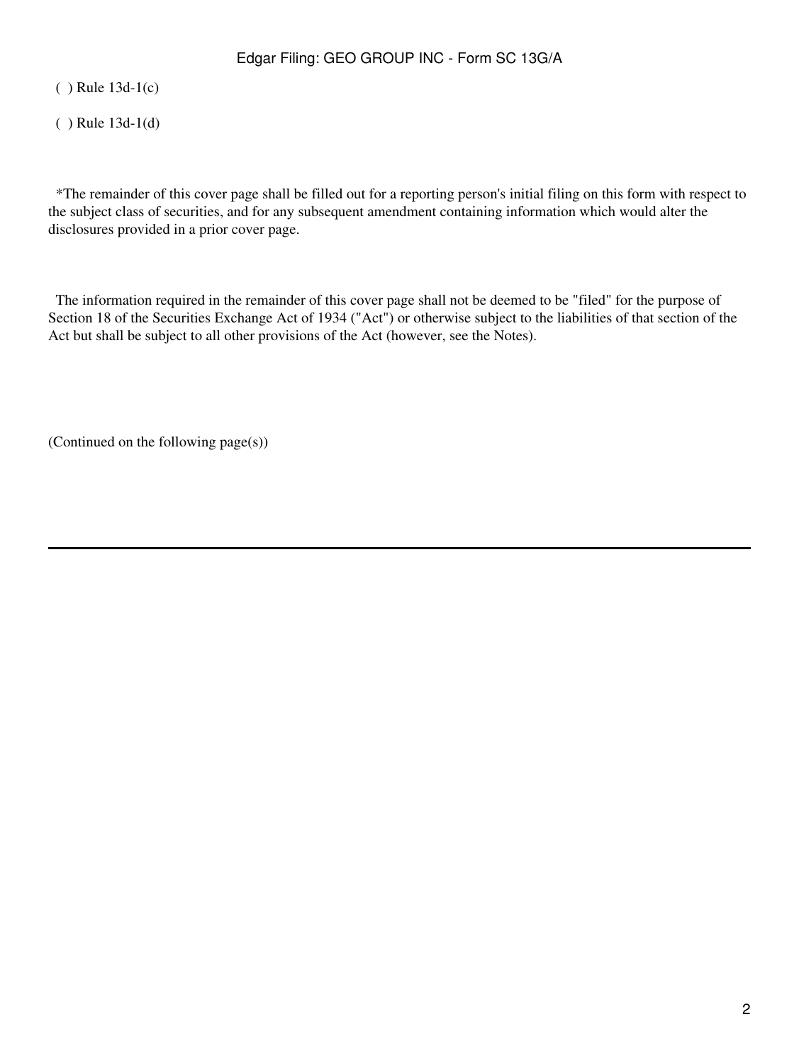( ) Rule 13d-1(c)

( ) Rule 13d-1(d)

*The remainder of this cover page shall be filled out for a reporting person's initial filing on this form with respect to the subject class of securities, and for any subsequent amendment containing information which would alter the disclosures provided in a prior cover page.

The information required in the remainder of this cover page shall not be deemed to be "filed" for the purpose of Section 18 of the Securities Exchange Act of 1934 ("Act") or otherwise subject to the liabilities of that section of the Act but shall be subject to all other provisions of the Act (however, see the Notes).

(Continued on the following page(s))

---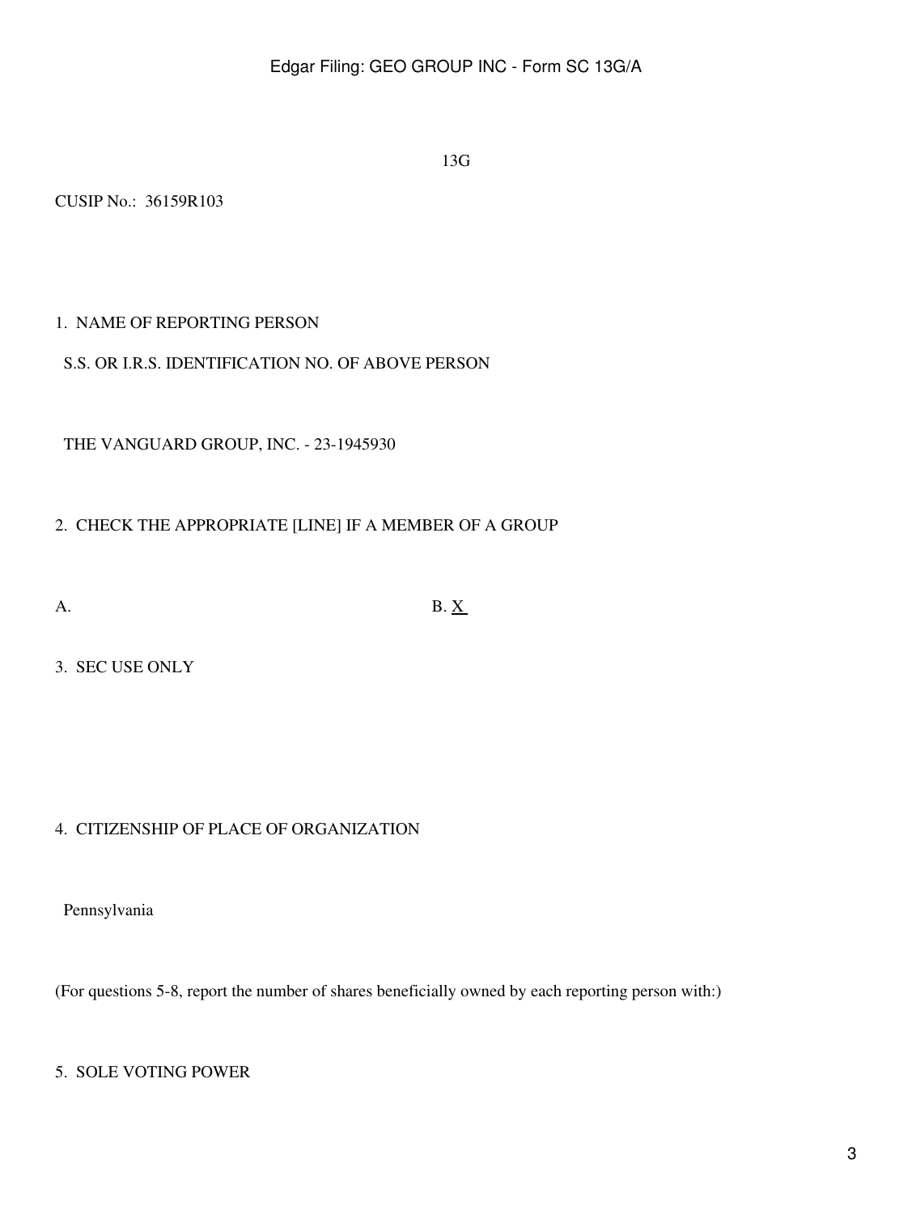13G

CUSIP No.: 36159R103

1. NAME OF REPORTING PERSON

S.S. OR I.R.S. IDENTIFICATION NO. OF ABOVE PERSON

THE VANGUARD GROUP, INC. - 23-1945930

2. CHECK THE APPROPRIATE [LINE] IF A MEMBER OF A GROUP

A. B. X

3. SEC USE ONLY

4. CITIZENSHIP OF PLACE OF ORGANIZATION

Pennsylvania

(For questions 5-8, report the number of shares beneficially owned by each reporting person with:)

5. SOLE VOTING POWER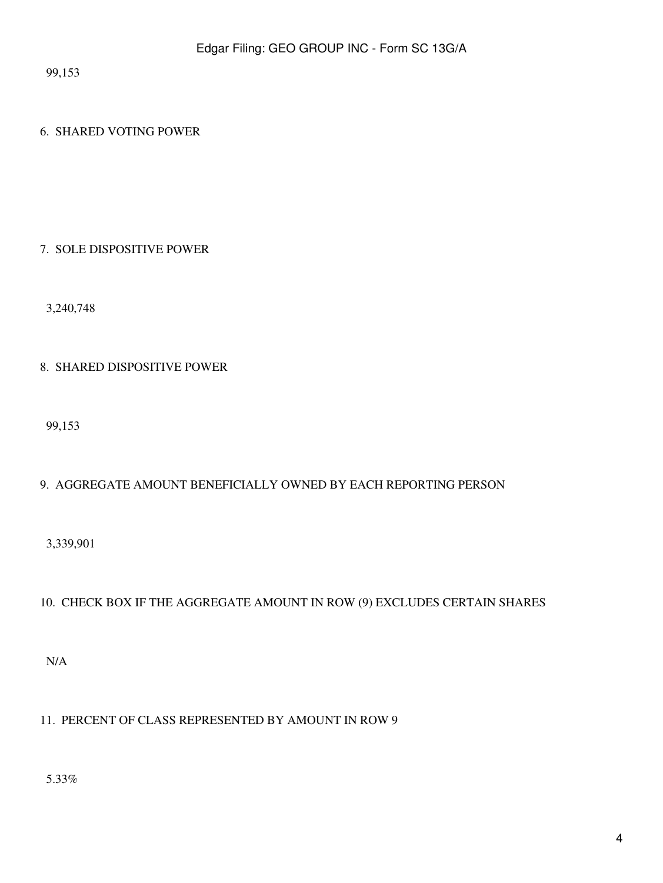99,153

6. SHARED VOTING POWER

7. SOLE DISPOSITIVE POWER

3,240,748

8. SHARED DISPOSITIVE POWER

99,153

9. AGGREGATE AMOUNT BENEFICIALLY OWNED BY EACH REPORTING PERSON

3,339,901

10. CHECK BOX IF THE AGGREGATE AMOUNT IN ROW (9) EXCLUDES CERTAIN SHARES

N/A

11. PERCENT OF CLASS REPRESENTED BY AMOUNT IN ROW 9

5.33%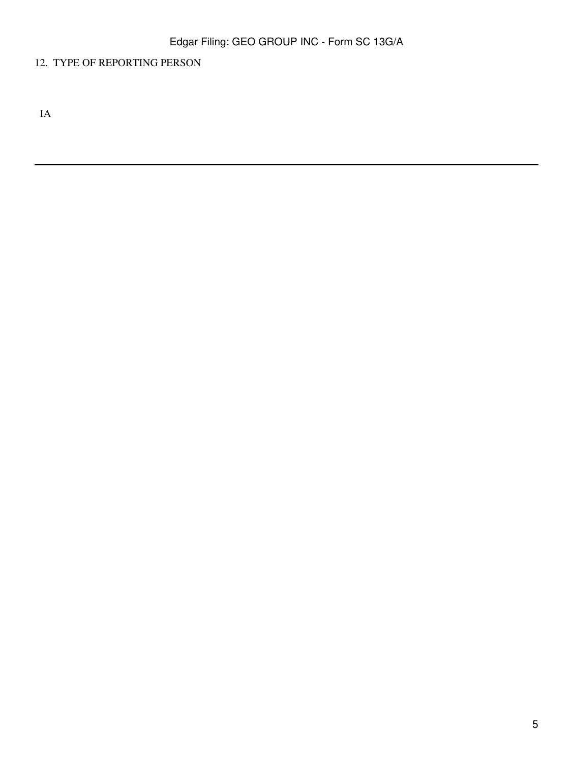12. TYPE OF REPORTING PERSON

IA

---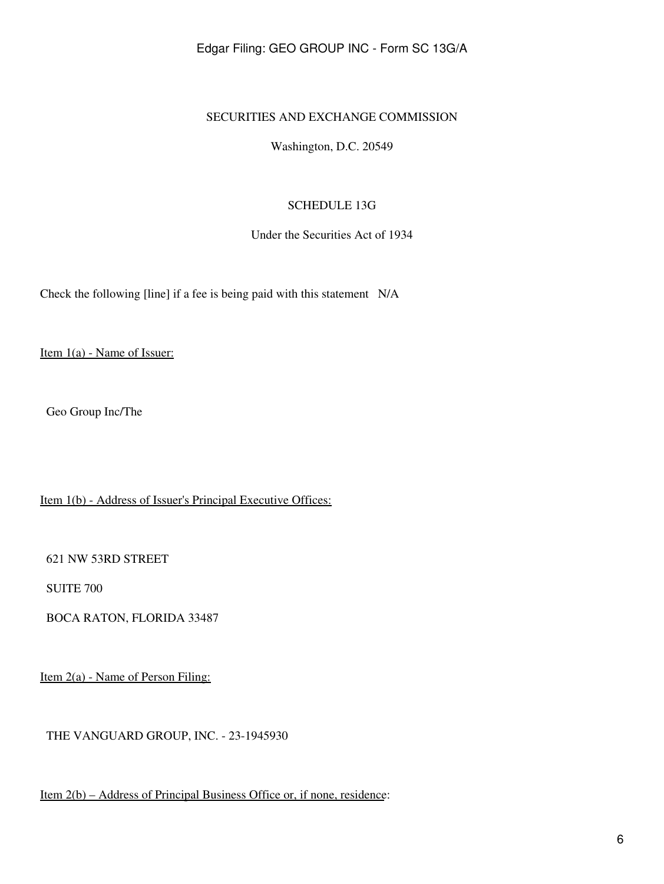SECURITIES AND EXCHANGE COMMISSION

Washington, D.C. 20549

SCHEDULE 13G

Under the Securities Act of 1934

Check the following [line] if a fee is being paid with this statement N/A

Item 1(a) - Name of Issuer:

Geo Group Inc/The

Item 1(b) - Address of Issuer's Principal Executive Offices:

621 NW 53RD STREET

SUITE 700

BOCA RATON, FLORIDA 33487

Item 2(a) - Name of Person Filing:

THE VANGUARD GROUP, INC. - 23-1945930

Item 2(b) – Address of Principal Business Office or, if none, residence: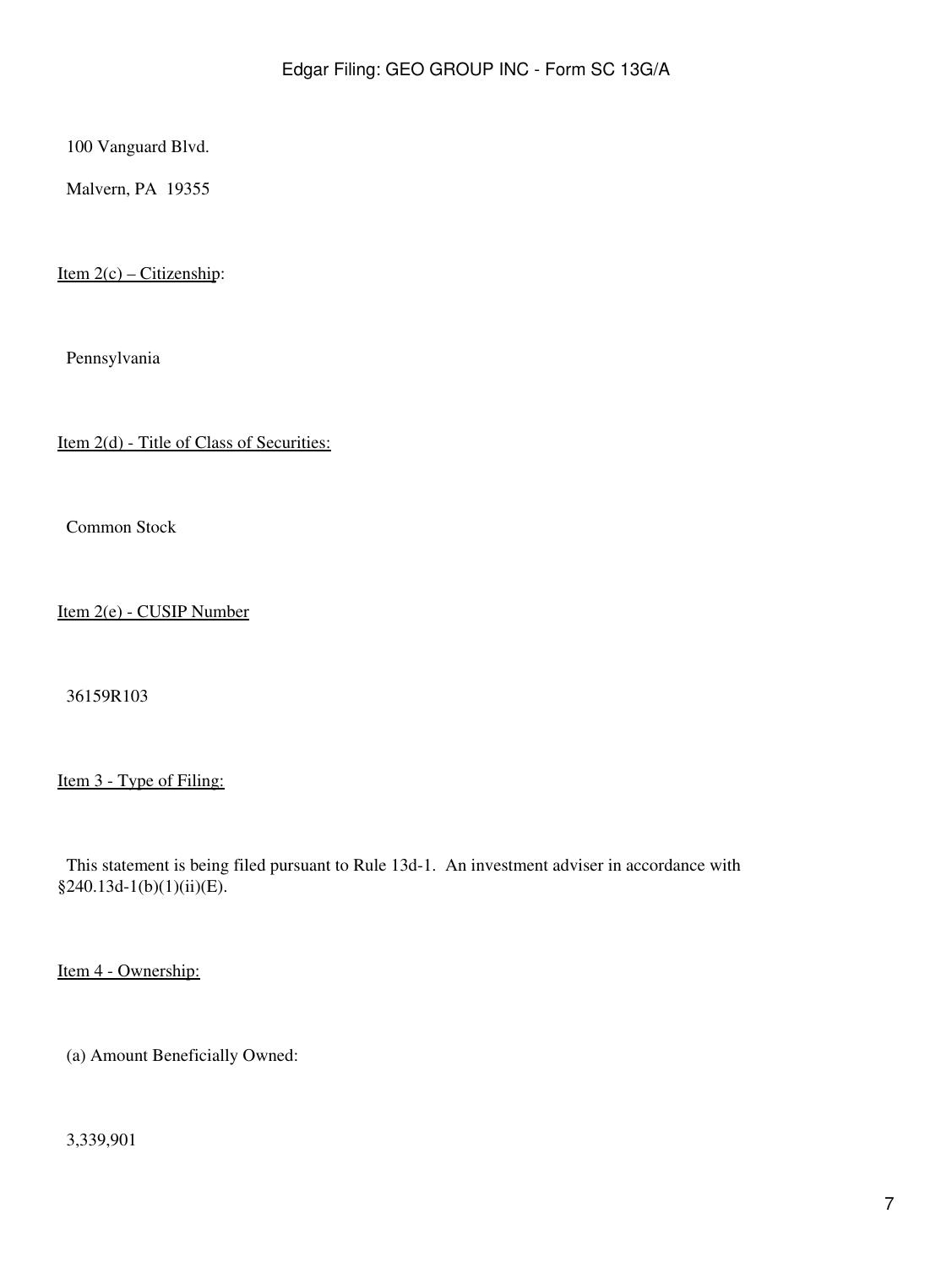100 Vanguard Blvd.

Malvern, PA  19355

Item 2(c) – Citizenship:

Pennsylvania

Item 2(d) - Title of Class of Securities:

Common Stock

Item 2(e) - CUSIP Number

36159R103

Item 3 - Type of Filing:

This statement is being filed pursuant to Rule 13d-1.  An investment adviser in accordance with §240.13d-1(b)(1)(ii)(E).

Item 4 - Ownership:

(a) Amount Beneficially Owned:

3,339,901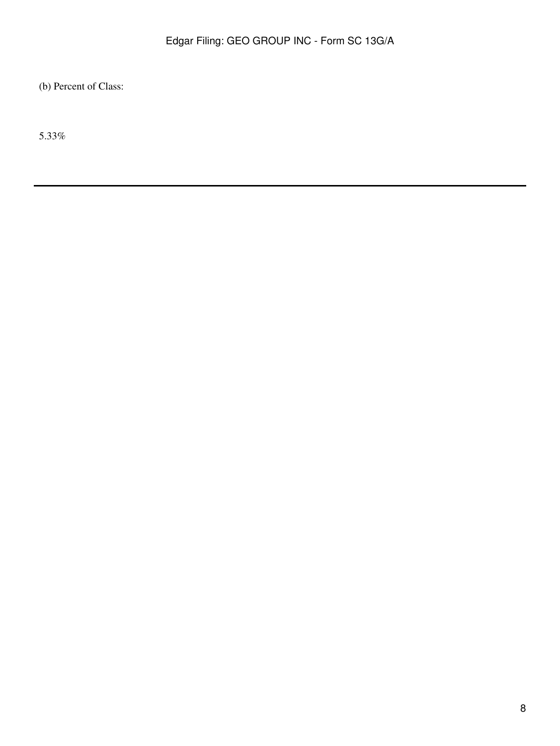(b) Percent of Class:

5.33%

---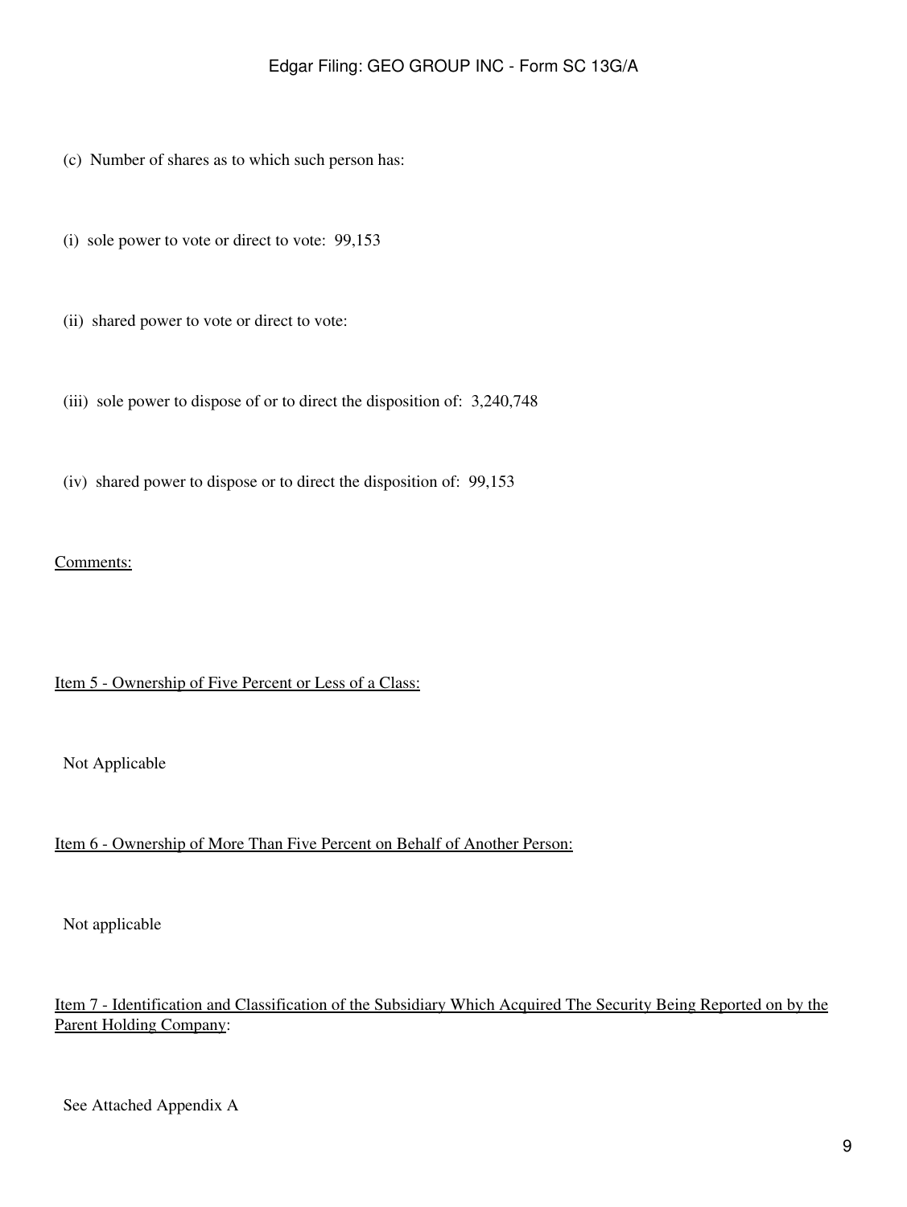(c) Number of shares as to which such person has:

(i) sole power to vote or direct to vote: 99,153

(ii) shared power to vote or direct to vote:

(iii) sole power to dispose of or to direct the disposition of: 3,240,748

(iv) shared power to dispose or to direct the disposition of: 99,153

Comments:

Item 5 - Ownership of Five Percent or Less of a Class:

Not Applicable

Item 6 - Ownership of More Than Five Percent on Behalf of Another Person:

Not applicable

Item 7 - Identification and Classification of the Subsidiary Which Acquired The Security Being Reported on by the Parent Holding Company:

See Attached Appendix A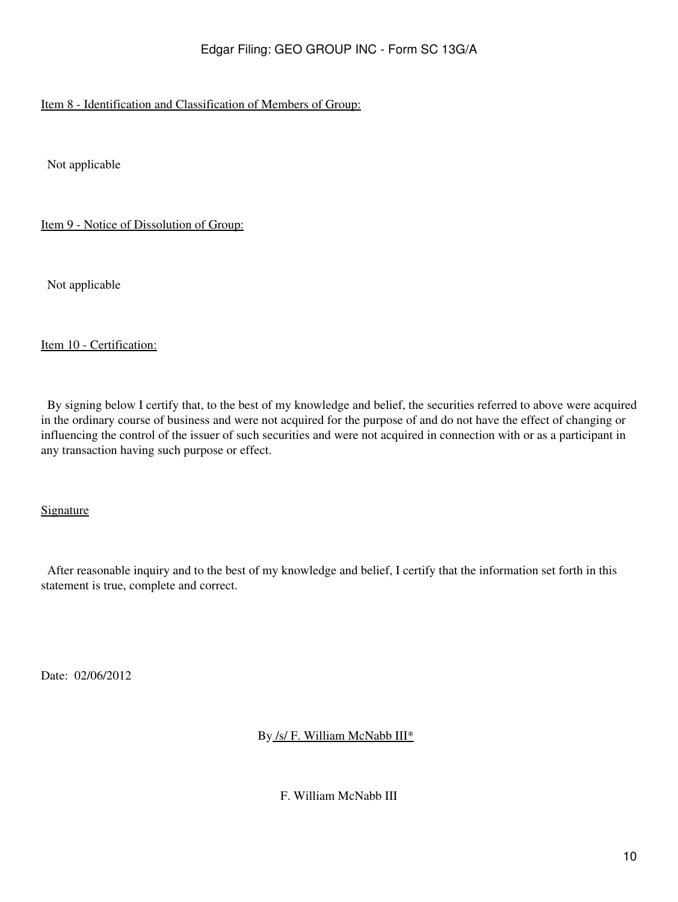Item 8 - Identification and Classification of Members of Group:

Not applicable

Item 9 - Notice of Dissolution of Group:

Not applicable

Item 10 - Certification:

By signing below I certify that, to the best of my knowledge and belief, the securities referred to above were acquired in the ordinary course of business and were not acquired for the purpose of and do not have the effect of changing or influencing the control of the issuer of such securities and were not acquired in connection with or as a participant in any transaction having such purpose or effect.

Signature

After reasonable inquiry and to the best of my knowledge and belief, I certify that the information set forth in this statement is true, complete and correct.

Date: 02/06/2012

By /s/ F. William McNabb III*

F. William McNabb III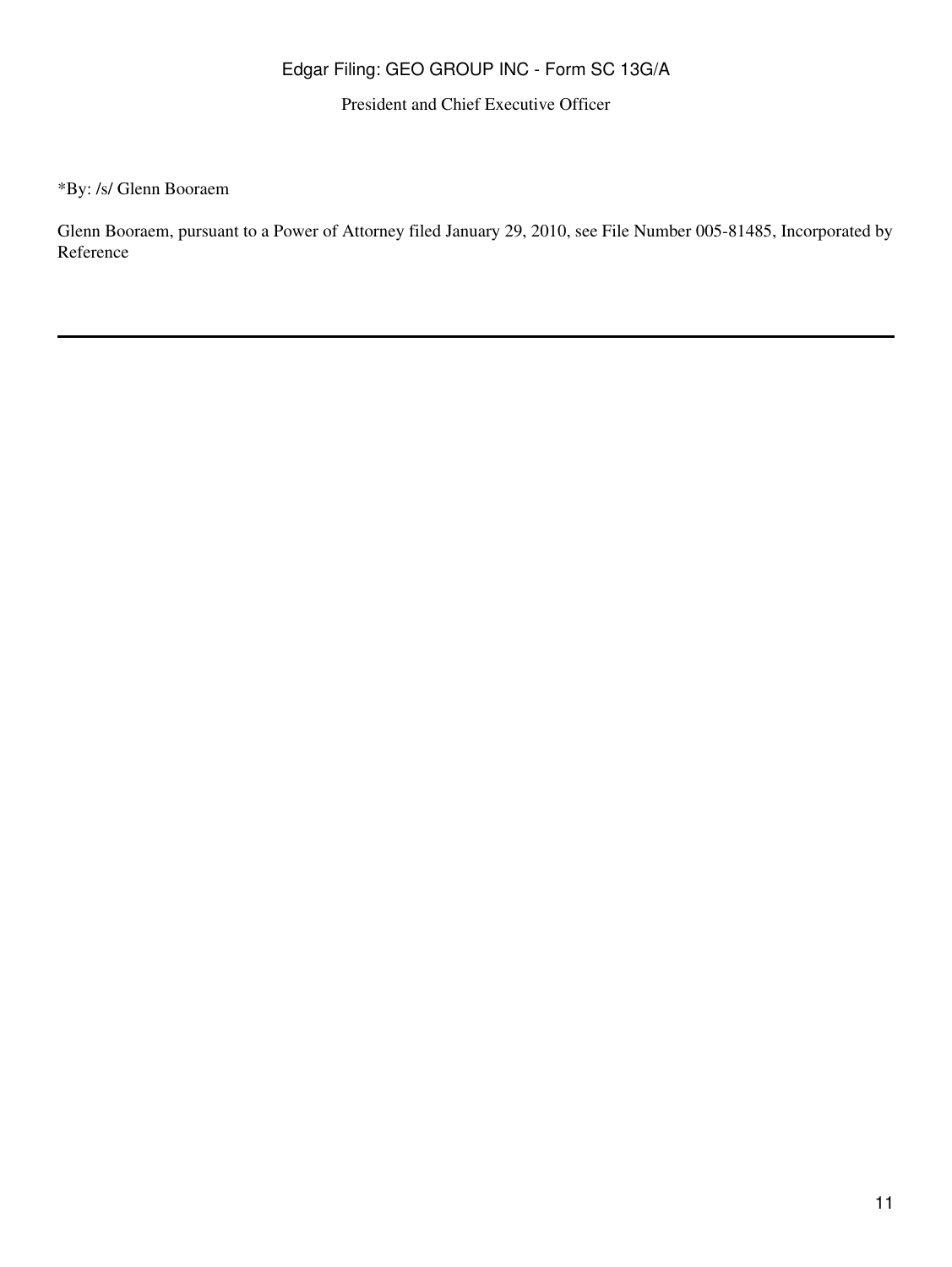President and Chief Executive Officer

*By: /s/ Glenn Booraem

Glenn Booraem, pursuant to a Power of Attorney filed January 29, 2010, see File Number 005-81485, Incorporated by Reference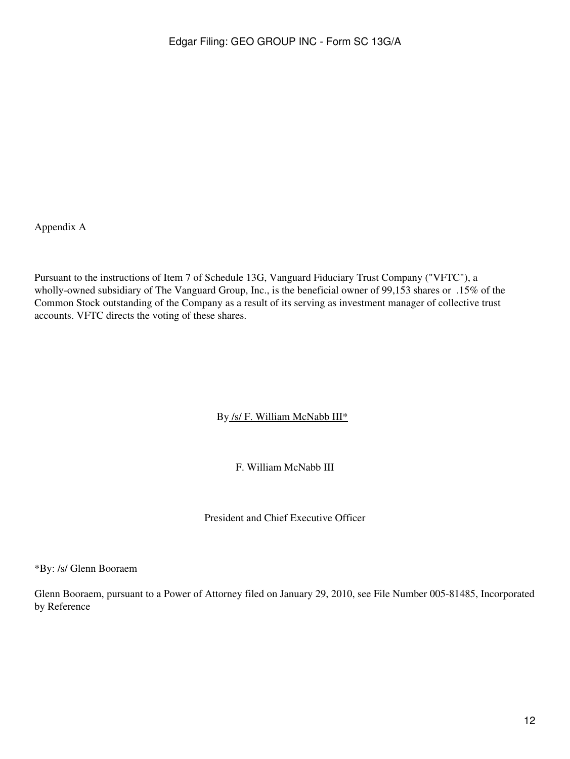Appendix A

Pursuant to the instructions of Item 7 of Schedule 13G, Vanguard Fiduciary Trust Company ("VFTC"), a wholly-owned subsidiary of The Vanguard Group, Inc., is the beneficial owner of 99,153 shares or .15% of the Common Stock outstanding of the Company as a result of its serving as investment manager of collective trust accounts. VFTC directs the voting of these shares.

By /s/ F. William McNabb III*

F. William McNabb III

President and Chief Executive Officer

*By: /s/ Glenn Booraem

Glenn Booraem, pursuant to a Power of Attorney filed on January 29, 2010, see File Number 005-81485, Incorporated by Reference